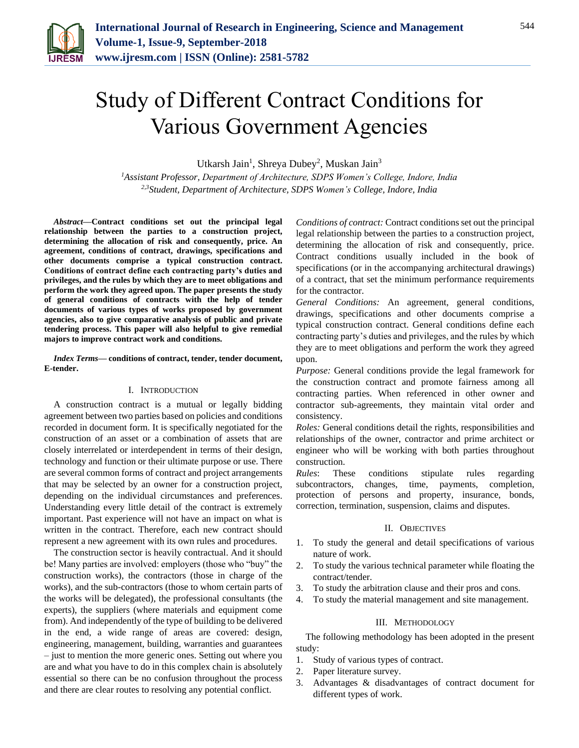# Study of Different Contract Conditions for Various Government Agencies

Utkarsh Jain[1], Shreya Dubey[2], Muskan Jain[3]

[1]*Assistant Professor, Department of Architecture, SDPS Women's College, Indore, India*
[2,3]*Student, Department of Architecture, SDPS Women's College, Indore, India*

***Abstract*—Contract conditions set out the principal legal relationship between the parties to a construction project, determining the allocation of risk and consequently, price. An agreement, conditions of contract, drawings, specifications and other documents comprise a typical construction contract. Conditions of contract define each contracting party's duties and privileges, and the rules by which they are to meet obligations and perform the work they agreed upon. The paper presents the study of general conditions of contracts with the help of tender documents of various types of works proposed by government agencies, also to give comparative analysis of public and private tendering process. This paper will also helpful to give remedial majors to improve contract work and conditions.**

***Index Terms*— conditions of contract, tender, tender document, E-tender.**

## I. Introduction

A construction contract is a mutual or legally bidding agreement between two parties based on policies and conditions recorded in document form. It is specifically negotiated for the construction of an asset or a combination of assets that are closely interrelated or interdependent in terms of their design, technology and function or their ultimate purpose or use. There are several common forms of contract and project arrangements that may be selected by an owner for a construction project, depending on the individual circumstances and preferences. Understanding every little detail of the contract is extremely important. Past experience will not have an impact on what is written in the contract. Therefore, each new contract should represent a new agreement with its own rules and procedures.

The construction sector is heavily contractual. And it should be! Many parties are involved: employers (those who "buy" the construction works), the contractors (those in charge of the works), and the sub-contractors (those to whom certain parts of the works will be delegated), the professional consultants (the experts), the suppliers (where materials and equipment come from). And independently of the type of building to be delivered in the end, a wide range of areas are covered: design, engineering, management, building, warranties and guarantees – just to mention the more generic ones. Setting out where you are and what you have to do in this complex chain is absolutely essential so there can be no confusion throughout the process and there are clear routes to resolving any potential conflict.

*Conditions of contract:* Contract conditions set out the principal legal relationship between the parties to a construction project, determining the allocation of risk and consequently, price. Contract conditions usually included in the book of specifications (or in the accompanying architectural drawings) of a contract, that set the minimum performance requirements for the contractor.

*General Conditions:* An agreement, general conditions, drawings, specifications and other documents comprise a typical construction contract. General conditions define each contracting party's duties and privileges, and the rules by which they are to meet obligations and perform the work they agreed upon.

*Purpose:* General conditions provide the legal framework for the construction contract and promote fairness among all contracting parties. When referenced in other owner and contractor sub-agreements, they maintain vital order and consistency.

*Roles:* General conditions detail the rights, responsibilities and relationships of the owner, contractor and prime architect or engineer who will be working with both parties throughout construction.

*Rules*: These conditions stipulate rules regarding subcontractors, changes, time, payments, completion, protection of persons and property, insurance, bonds, correction, termination, suspension, claims and disputes.

## II. Objectives

1. To study the general and detail specifications of various nature of work.
2. To study the various technical parameter while floating the contract/tender.
3. To study the arbitration clause and their pros and cons.
4. To study the material management and site management.

## III. Methodology

The following methodology has been adopted in the present study:

1. Study of various types of contract.
2. Paper literature survey.
3. Advantages & disadvantages of contract document for different types of work.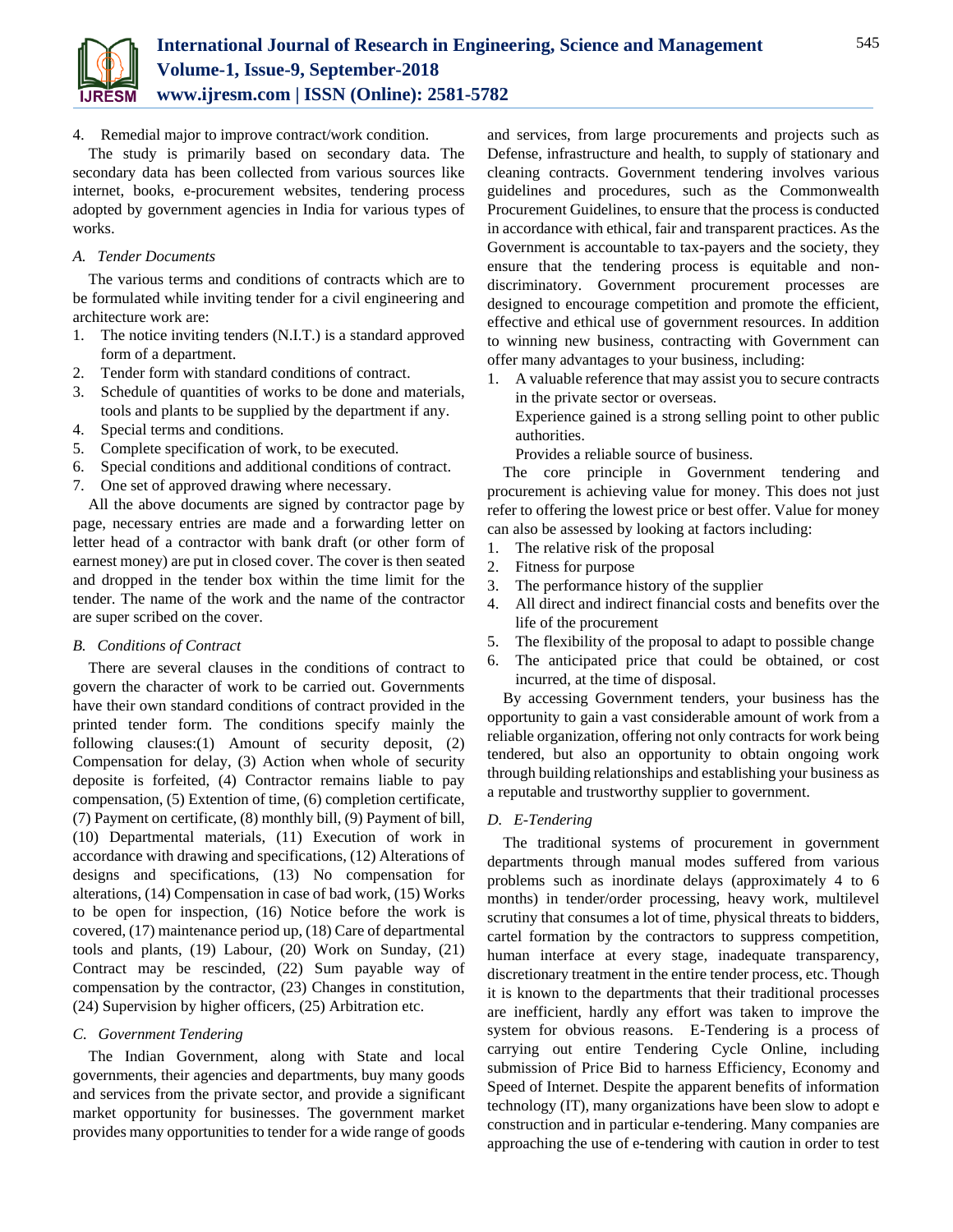4. Remedial major to improve contract/work condition.

The study is primarily based on secondary data. The secondary data has been collected from various sources like internet, books, e-procurement websites, tendering process adopted by government agencies in India for various types of works.

### *A. Tender Documents*

The various terms and conditions of contracts which are to be formulated while inviting tender for a civil engineering and architecture work are:

1. The notice inviting tenders (N.I.T.) is a standard approved form of a department.
2. Tender form with standard conditions of contract.
3. Schedule of quantities of works to be done and materials, tools and plants to be supplied by the department if any.
4. Special terms and conditions.
5. Complete specification of work, to be executed.
6. Special conditions and additional conditions of contract.
7. One set of approved drawing where necessary.

All the above documents are signed by contractor page by page, necessary entries are made and a forwarding letter on letter head of a contractor with bank draft (or other form of earnest money) are put in closed cover. The cover is then seated and dropped in the tender box within the time limit for the tender. The name of the work and the name of the contractor are super scribed on the cover.

### *B. Conditions of Contract*

There are several clauses in the conditions of contract to govern the character of work to be carried out. Governments have their own standard conditions of contract provided in the printed tender form. The conditions specify mainly the following clauses:(1) Amount of security deposit, (2) Compensation for delay, (3) Action when whole of security deposite is forfeited, (4) Contractor remains liable to pay compensation, (5) Extention of time, (6) completion certificate, (7) Payment on certificate, (8) monthly bill, (9) Payment of bill, (10) Departmental materials, (11) Execution of work in accordance with drawing and specifications, (12) Alterations of designs and specifications, (13) No compensation for alterations, (14) Compensation in case of bad work, (15) Works to be open for inspection, (16) Notice before the work is covered, (17) maintenance period up, (18) Care of departmental tools and plants, (19) Labour, (20) Work on Sunday, (21) Contract may be rescinded, (22) Sum payable way of compensation by the contractor, (23) Changes in constitution, (24) Supervision by higher officers, (25) Arbitration etc.

### *C. Government Tendering*

The Indian Government, along with State and local governments, their agencies and departments, buy many goods and services from the private sector, and provide a significant market opportunity for businesses. The government market provides many opportunities to tender for a wide range of goods and services, from large procurements and projects such as Defense, infrastructure and health, to supply of stationary and cleaning contracts. Government tendering involves various guidelines and procedures, such as the Commonwealth Procurement Guidelines, to ensure that the process is conducted in accordance with ethical, fair and transparent practices. As the Government is accountable to tax-payers and the society, they ensure that the tendering process is equitable and non-discriminatory. Government procurement processes are designed to encourage competition and promote the efficient, effective and ethical use of government resources. In addition to winning new business, contracting with Government can offer many advantages to your business, including:

1. A valuable reference that may assist you to secure contracts in the private sector or overseas.

   Experience gained is a strong selling point to other public authorities.

   Provides a reliable source of business.

The core principle in Government tendering and procurement is achieving value for money. This does not just refer to offering the lowest price or best offer. Value for money can also be assessed by looking at factors including:

1. The relative risk of the proposal
2. Fitness for purpose
3. The performance history of the supplier
4. All direct and indirect financial costs and benefits over the life of the procurement
5. The flexibility of the proposal to adapt to possible change
6. The anticipated price that could be obtained, or cost incurred, at the time of disposal.

By accessing Government tenders, your business has the opportunity to gain a vast considerable amount of work from a reliable organization, offering not only contracts for work being tendered, but also an opportunity to obtain ongoing work through building relationships and establishing your business as a reputable and trustworthy supplier to government.

### *D. E-Tendering*

The traditional systems of procurement in government departments through manual modes suffered from various problems such as inordinate delays (approximately 4 to 6 months) in tender/order processing, heavy work, multilevel scrutiny that consumes a lot of time, physical threats to bidders, cartel formation by the contractors to suppress competition, human interface at every stage, inadequate transparency, discretionary treatment in the entire tender process, etc. Though it is known to the departments that their traditional processes are inefficient, hardly any effort was taken to improve the system for obvious reasons. E-Tendering is a process of carrying out entire Tendering Cycle Online, including submission of Price Bid to harness Efficiency, Economy and Speed of Internet. Despite the apparent benefits of information technology (IT), many organizations have been slow to adopt e construction and in particular e-tendering. Many companies are approaching the use of e-tendering with caution in order to test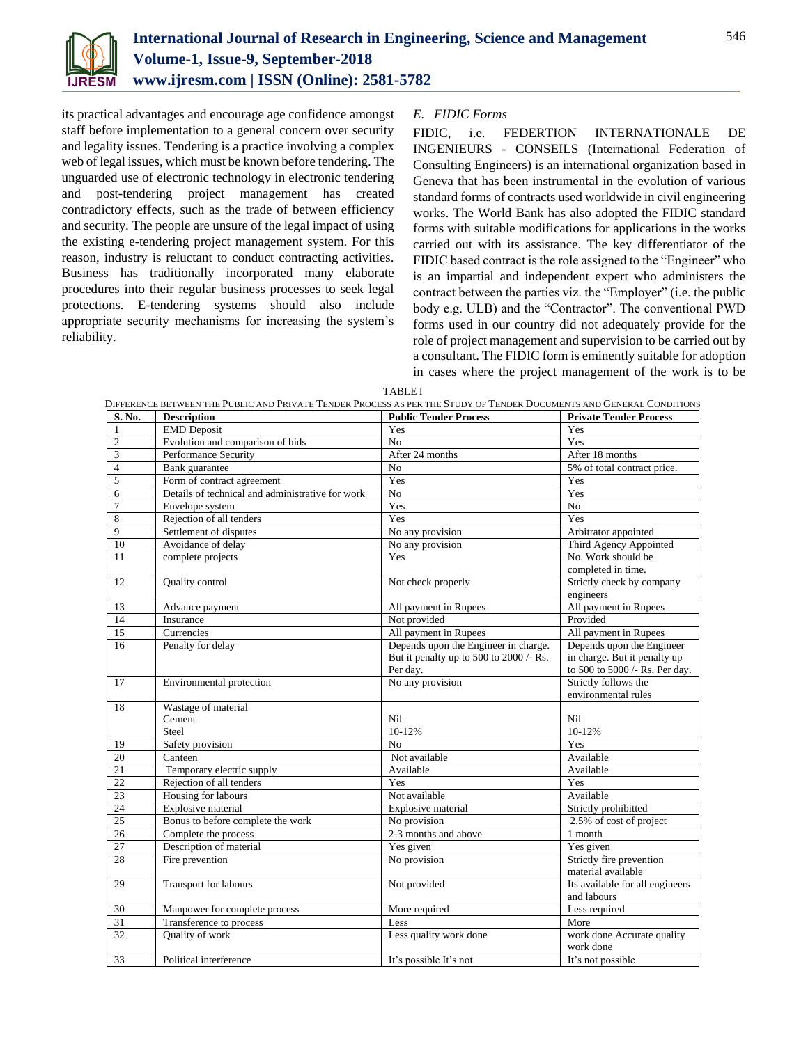its practical advantages and encourage age confidence amongst staff before implementation to a general concern over security and legality issues. Tendering is a practice involving a complex web of legal issues, which must be known before tendering. The unguarded use of electronic technology in electronic tendering and post-tendering project management has created contradictory effects, such as the trade of between efficiency and security. The people are unsure of the legal impact of using the existing e-tendering project management system. For this reason, industry is reluctant to conduct contracting activities. Business has traditionally incorporated many elaborate procedures into their regular business processes to seek legal protections. E-tendering systems should also include appropriate security mechanisms for increasing the system's reliability.

### *E. FIDIC Forms*

FIDIC, i.e. FEDERTION INTERNATIONALE DE INGENIEURS - CONSEILS (International Federation of Consulting Engineers) is an international organization based in Geneva that has been instrumental in the evolution of various standard forms of contracts used worldwide in civil engineering works. The World Bank has also adopted the FIDIC standard forms with suitable modifications for applications in the works carried out with its assistance. The key differentiator of the FIDIC based contract is the role assigned to the "Engineer" who is an impartial and independent expert who administers the contract between the parties viz. the "Employer" (i.e. the public body e.g. ULB) and the "Contractor". The conventional PWD forms used in our country did not adequately provide for the role of project management and supervision to be carried out by a consultant. The FIDIC form is eminently suitable for adoption in cases where the project management of the work is to be

TABLE I

DIFFERENCE BETWEEN THE PUBLIC AND PRIVATE TENDER PROCESS AS PER THE STUDY OF TENDER DOCUMENTS AND GENERAL CONDITIONS

| S. No. | Description | Public Tender Process | Private Tender Process |
|---|---|---|---|
| 1 | EMD Deposit | Yes | Yes |
| 2 | Evolution and comparison of bids | No | Yes |
| 3 | Performance Security | After 24 months | After 18 months |
| 4 | Bank guarantee | No | 5% of total contract price. |
| 5 | Form of contract agreement | Yes | Yes |
| 6 | Details of technical and administrative for work | No | Yes |
| 7 | Envelope system | Yes | No |
| 8 | Rejection of all tenders | Yes | Yes |
| 9 | Settlement of disputes | No any provision | Arbitrator appointed |
| 10 | Avoidance of delay | No any provision | Third Agency Appointed |
| 11 | complete projects | Yes | No. Work should be completed in time. |
| 12 | Quality control | Not check properly | Strictly check by company engineers |
| 13 | Advance payment | All payment in Rupees | All payment in Rupees |
| 14 | Insurance | Not provided | Provided |
| 15 | Currencies | All payment in Rupees | All payment in Rupees |
| 16 | Penalty for delay | Depends upon the Engineer in charge. But it penalty up to 500 to 2000 /- Rs. Per day. | Depends upon the Engineer in charge. But it penalty up to 500 to 5000 /- Rs. Per day. |
| 17 | Environmental protection | No any provision | Strictly follows the environmental rules |
| 18 | Wastage of material<br>Cement<br>Steel | <br>Nil<br>10-12% | <br>Nil<br>10-12% |
| 19 | Safety provision | No | Yes |
| 20 | Canteen | Not available | Available |
| 21 | Temporary electric supply | Available | Available |
| 22 | Rejection of all tenders | Yes | Yes |
| 23 | Housing for labours | Not available | Available |
| 24 | Explosive material | Explosive material | Strictly prohibitted |
| 25 | Bonus to before complete the work | No provision | 2.5% of cost of project |
| 26 | Complete the process | 2-3 months and above | 1 month |
| 27 | Description of material | Yes given | Yes given |
| 28 | Fire prevention | No provision | Strictly fire prevention material available |
| 29 | Transport for labours | Not provided | Its available for all engineers and labours |
| 30 | Manpower for complete process | More required | Less required |
| 31 | Transference to process | Less | More |
| 32 | Quality of work | Less quality work done | work done Accurate quality work done |
| 33 | Political interference | It's possible It's not | It's not possible |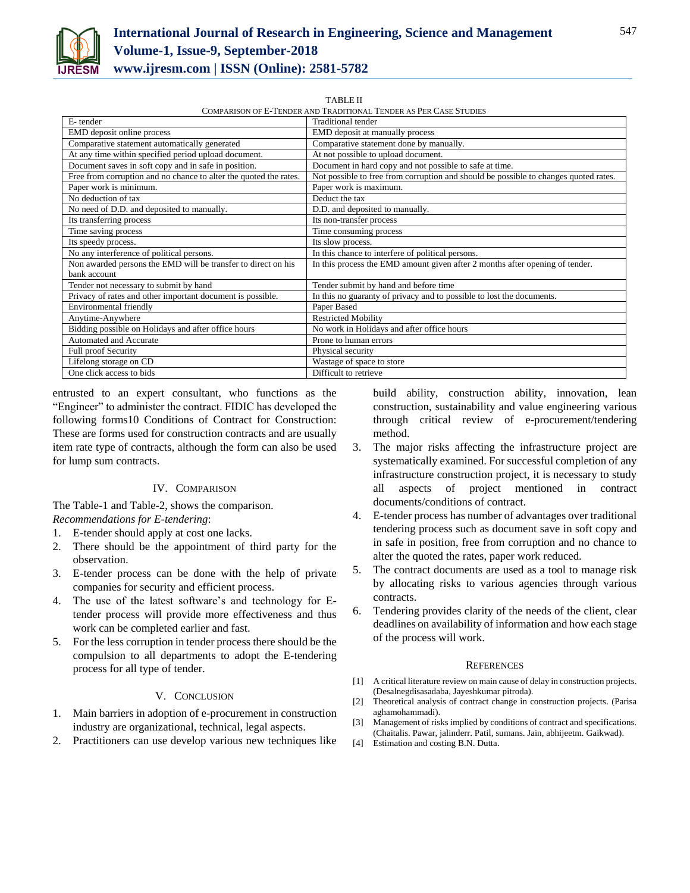TABLE II
COMPARISON OF E-TENDER AND TRADITIONAL TENDER AS PER CASE STUDIES

| E- tender | Traditional tender |
|---|---|
| EMD deposit online process | EMD deposit at manually process |
| Comparative statement automatically generated | Comparative statement done by manually. |
| At any time within specified period upload document. | At not possible to upload document. |
| Document saves in soft copy and in safe in position. | Document in hard copy and not possible to safe at time. |
| Free from corruption and no chance to alter the quoted the rates. | Not possible to free from corruption and should be possible to changes quoted rates. |
| Paper work is minimum. | Paper work is maximum. |
| No deduction of tax | Deduct the tax |
| No need of D.D. and deposited to manually. | D.D. and deposited to manually. |
| Its transferring process | Its non-transfer process |
| Time saving process | Time consuming process |
| Its speedy process. | Its slow process. |
| No any interference of political persons. | In this chance to interfere of political persons. |
| Non awarded persons the EMD will be transfer to direct on his bank account | In this process the EMD amount given after 2 months after opening of tender. |
| Tender not necessary to submit by hand | Tender submit by hand and before time |
| Privacy of rates and other important document is possible. | In this no guaranty of privacy and to possible to lost the documents. |
| Environmental friendly | Paper Based |
| Anytime-Anywhere | Restricted Mobility |
| Bidding possible on Holidays and after office hours | No work in Holidays and after office hours |
| Automated and Accurate | Prone to human errors |
| Full proof Security | Physical security |
| Lifelong storage on CD | Wastage of space to store |
| One click access to bids | Difficult to retrieve |

entrusted to an expert consultant, who functions as the "Engineer" to administer the contract. FIDIC has developed the following forms10 Conditions of Contract for Construction: These are forms used for construction contracts and are usually item rate type of contracts, although the form can also be used for lump sum contracts.

## IV. COMPARISON

The Table-1 and Table-2, shows the comparison.

*Recommendations for E-tendering*:

1. E-tender should apply at cost one lacks.
2. There should be the appointment of third party for the observation.
3. E-tender process can be done with the help of private companies for security and efficient process.
4. The use of the latest software's and technology for E-tender process will provide more effectiveness and thus work can be completed earlier and fast.
5. For the less corruption in tender process there should be the compulsion to all departments to adopt the E-tendering process for all type of tender.

## V. CONCLUSION

1. Main barriers in adoption of e-procurement in construction industry are organizational, technical, legal aspects.
2. Practitioners can use develop various new techniques like build ability, construction ability, innovation, lean construction, sustainability and value engineering various through critical review of e-procurement/tendering method.
3. The major risks affecting the infrastructure project are systematically examined. For successful completion of any infrastructure construction project, it is necessary to study all aspects of project mentioned in contract documents/conditions of contract.
4. E-tender process has number of advantages over traditional tendering process such as document save in soft copy and in safe in position, free from corruption and no chance to alter the quoted the rates, paper work reduced.
5. The contract documents are used as a tool to manage risk by allocating risks to various agencies through various contracts.
6. Tendering provides clarity of the needs of the client, clear deadlines on availability of information and how each stage of the process will work.

## REFERENCES

[1] A critical literature review on main cause of delay in construction projects. (Desalnegdisasadaba, Jayeshkumar pitroda).

[2] Theoretical analysis of contract change in construction projects. (Parisa aghamohammadi).

[3] Management of risks implied by conditions of contract and specifications. (Chaitalis. Pawar, jalinderr. Patil, sumans. Jain, abhijeetm. Gaikwad).

[4] Estimation and costing B.N. Dutta.